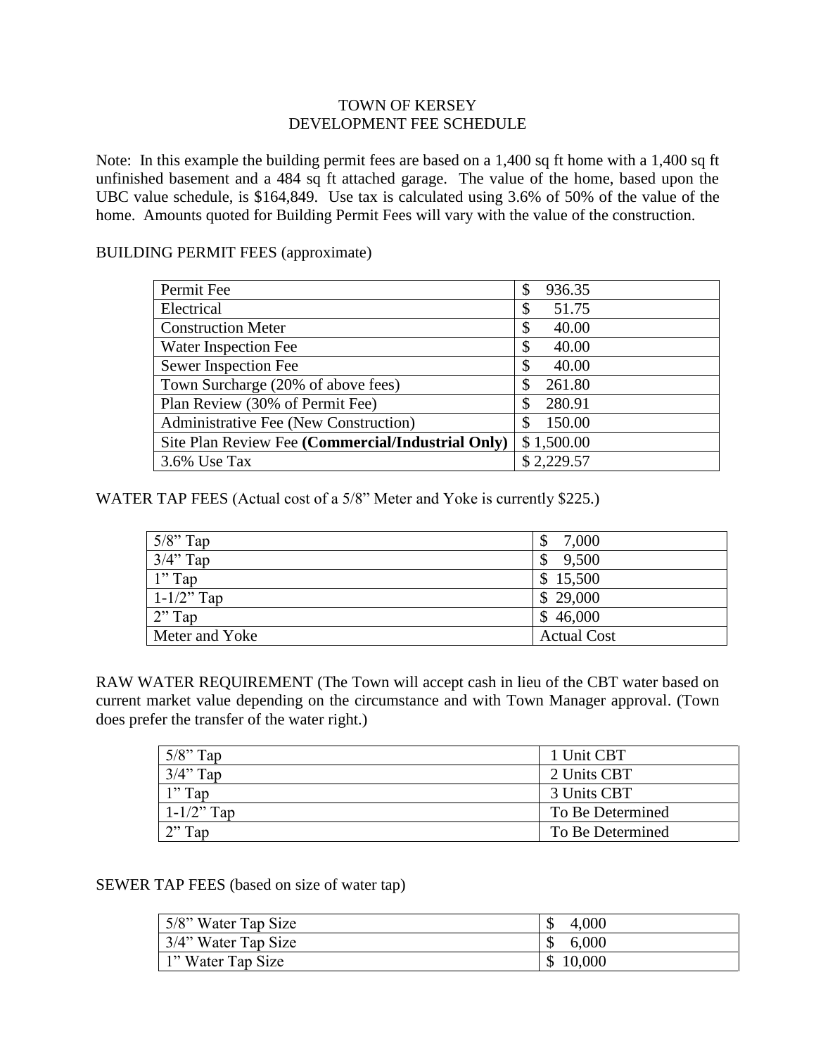# TOWN OF KERSEY
## DEVELOPMENT FEE SCHEDULE

Note: In this example the building permit fees are based on a 1,400 sq ft home with a 1,400 sq ft unfinished basement and a 484 sq ft attached garage. The value of the home, based upon the UBC value schedule, is $164,849. Use tax is calculated using 3.6% of 50% of the value of the home. Amounts quoted for Building Permit Fees will vary with the value of the construction.

BUILDING PERMIT FEES (approximate)

| | |
|---|---|
| Permit Fee | $ 936.35 |
| Electrical | $ 51.75 |
| Construction Meter | $ 40.00 |
| Water Inspection Fee | $ 40.00 |
| Sewer Inspection Fee | $ 40.00 |
| Town Surcharge (20% of above fees) | $ 261.80 |
| Plan Review (30% of Permit Fee) | $ 280.91 |
| Administrative Fee (New Construction) | $ 150.00 |
| Site Plan Review Fee **(Commercial/Industrial Only)** | $ 1,500.00 |
| 3.6% Use Tax | $ 2,229.57 |

WATER TAP FEES (Actual cost of a 5/8" Meter and Yoke is currently $225.)

| | |
|---|---|
| 5/8" Tap | $ 7,000 |
| 3/4" Tap | $ 9,500 |
| 1" Tap | $ 15,500 |
| 1-1/2" Tap | $ 29,000 |
| 2" Tap | $ 46,000 |
| Meter and Yoke | Actual Cost |

RAW WATER REQUIREMENT (The Town will accept cash in lieu of the CBT water based on current market value depending on the circumstance and with Town Manager approval. (Town does prefer the transfer of the water right.)

| | |
|---|---|
| 5/8" Tap | 1 Unit CBT |
| 3/4" Tap | 2 Units CBT |
| 1" Tap | 3 Units CBT |
| 1-1/2" Tap | To Be Determined |
| 2" Tap | To Be Determined |

SEWER TAP FEES (based on size of water tap)

| | |
|---|---|
| 5/8" Water Tap Size | $ 4,000 |
| 3/4" Water Tap Size | $ 6,000 |
| 1" Water Tap Size | $ 10,000 |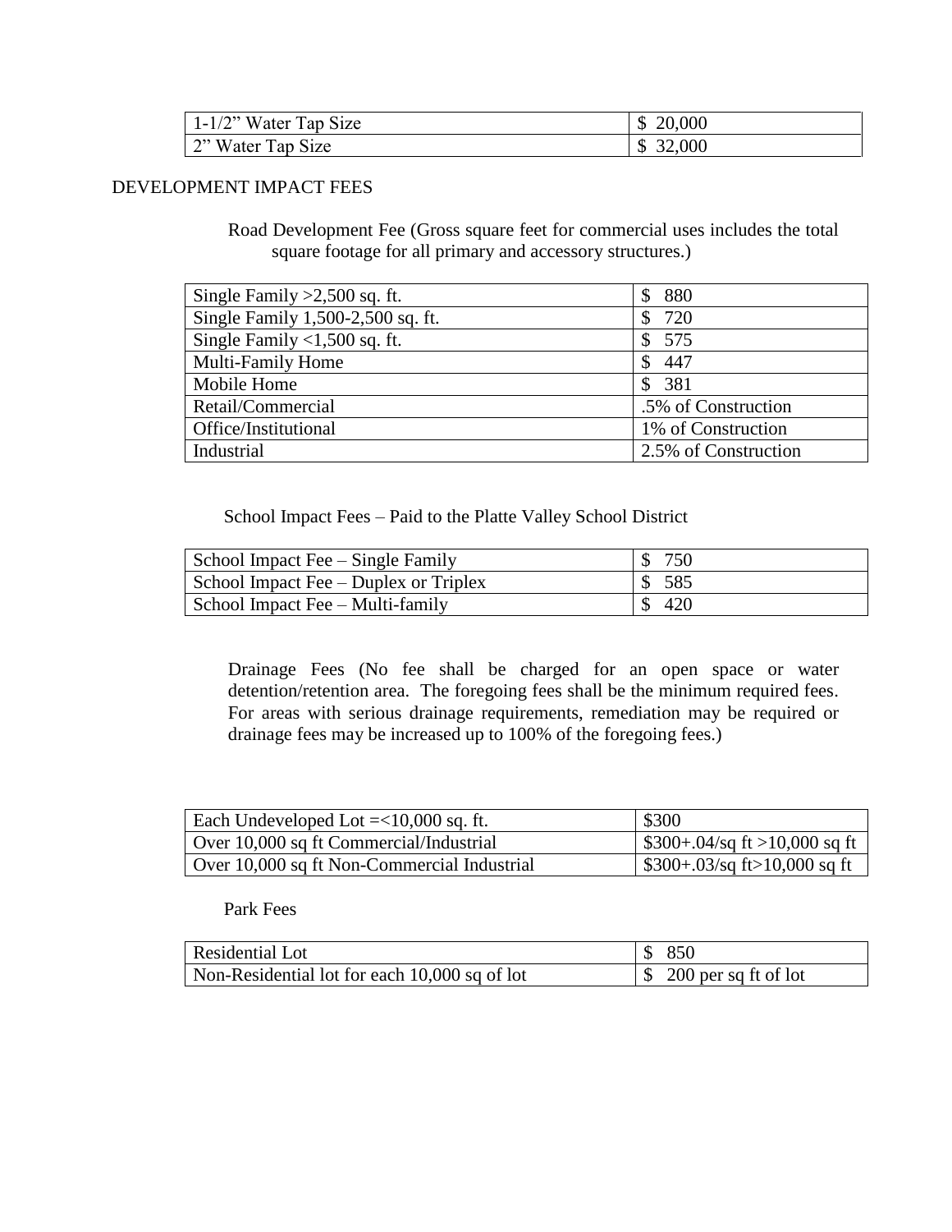| 1-1/2" Water Tap Size | $ 20,000 |
|---|---|
| 2" Water Tap Size | $ 32,000 |

## DEVELOPMENT IMPACT FEES

Road Development Fee (Gross square feet for commercial uses includes the total square footage for all primary and accessory structures.)

| Single Family >2,500 sq. ft. | $ 880 |
|---|---|
| Single Family 1,500-2,500 sq. ft. | $ 720 |
| Single Family <1,500 sq. ft. | $ 575 |
| Multi-Family Home | $ 447 |
| Mobile Home | $ 381 |
| Retail/Commercial | .5% of Construction |
| Office/Institutional | 1% of Construction |
| Industrial | 2.5% of Construction |

School Impact Fees – Paid to the Platte Valley School District

| School Impact Fee – Single Family | $ 750 |
|---|---|
| School Impact Fee – Duplex or Triplex | $ 585 |
| School Impact Fee – Multi-family | $ 420 |

Drainage Fees (No fee shall be charged for an open space or water detention/retention area. The foregoing fees shall be the minimum required fees. For areas with serious drainage requirements, remediation may be required or drainage fees may be increased up to 100% of the foregoing fees.)

| Each Undeveloped Lot =<10,000 sq. ft. | $300 |
|---|---|
| Over 10,000 sq ft Commercial/Industrial | $300+.04/sq ft >10,000 sq ft |
| Over 10,000 sq ft Non-Commercial Industrial | $300+.03/sq ft>10,000 sq ft |

Park Fees

| Residential Lot | $ 850 |
|---|---|
| Non-Residential lot for each 10,000 sq of lot | $ 200 per sq ft of lot |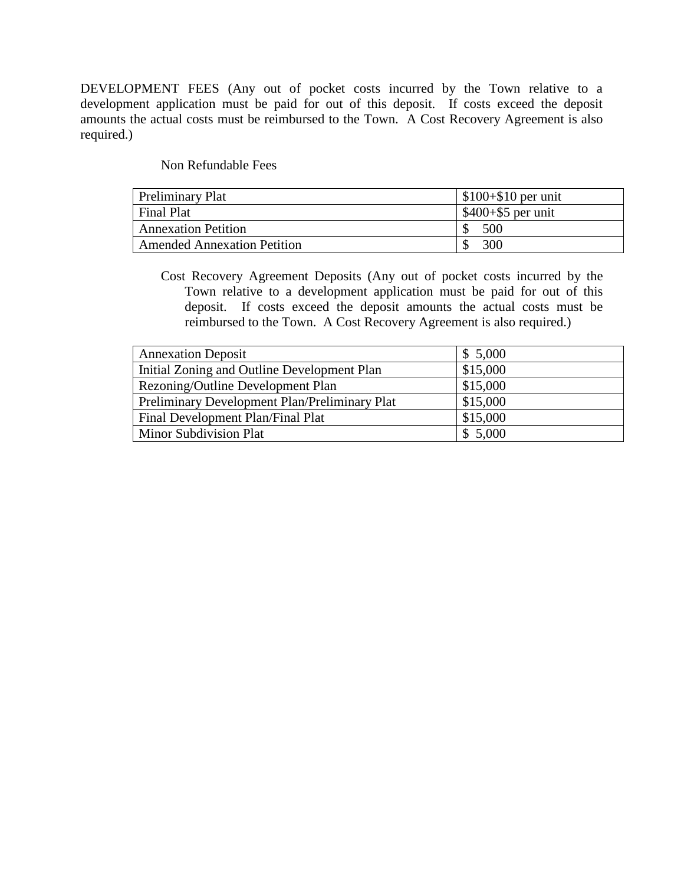DEVELOPMENT FEES (Any out of pocket costs incurred by the Town relative to a development application must be paid for out of this deposit. If costs exceed the deposit amounts the actual costs must be reimbursed to the Town. A Cost Recovery Agreement is also required.)

Non Refundable Fees

| | |
|---|---|
| Preliminary Plat | $100+$10 per unit |
| Final Plat | $400+$5 per unit |
| Annexation Petition | $ 500 |
| Amended Annexation Petition | $ 300 |

Cost Recovery Agreement Deposits (Any out of pocket costs incurred by the Town relative to a development application must be paid for out of this deposit. If costs exceed the deposit amounts the actual costs must be reimbursed to the Town. A Cost Recovery Agreement is also required.)

| | |
|---|---|
| Annexation Deposit | $ 5,000 |
| Initial Zoning and Outline Development Plan | $15,000 |
| Rezoning/Outline Development Plan | $15,000 |
| Preliminary Development Plan/Preliminary Plat | $15,000 |
| Final Development Plan/Final Plat | $15,000 |
| Minor Subdivision Plat | $ 5,000 |